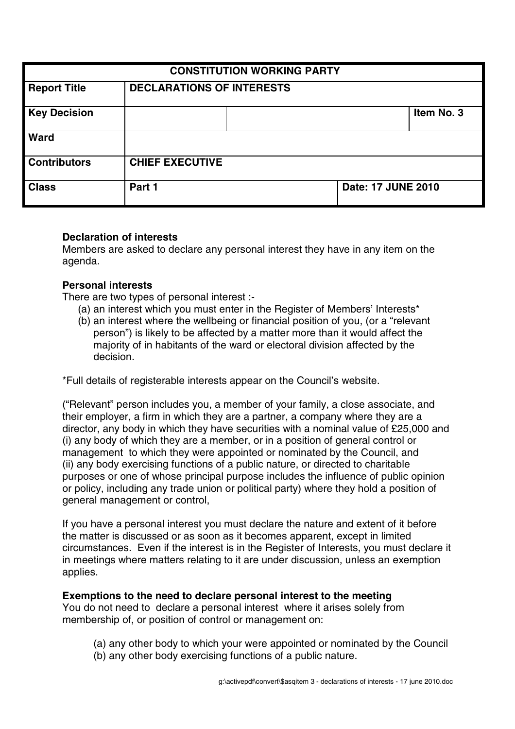| CONSTITUTION WORKING PARTY | | | |
|---|---|---|---|
| **Report Title** | **DECLARATIONS OF INTERESTS** | | |
| **Key Decision** | | | **Item No. 3** |
| **Ward** | | | |
| **Contributors** | **CHIEF EXECUTIVE** | | |
| **Class** | **Part 1** | **Date: 17 JUNE 2010** | |

**Declaration of interests**
Members are asked to declare any personal interest they have in any item on the agenda.

**Personal interests**
There are two types of personal interest :-

(a) an interest which you must enter in the Register of Members' Interests*
(b) an interest where the wellbeing or financial position of you, (or a "relevant person") is likely to be affected by a matter more than it would affect the majority of in habitants of the ward or electoral division affected by the decision.

*Full details of registerable interests appear on the Council's website.

("Relevant" person includes you, a member of your family, a close associate, and their employer, a firm in which they are a partner, a company where they are a director, any body in which they have securities with a nominal value of £25,000 and
(i) any body of which they are a member, or in a position of general control or management to which they were appointed or nominated by the Council, and
(ii) any body exercising functions of a public nature, or directed to charitable purposes or one of whose principal purpose includes the influence of public opinion or policy, including any trade union or political party) where they hold a position of general management or control,

If you have a personal interest you must declare the nature and extent of it before the matter is discussed or as soon as it becomes apparent, except in limited circumstances. Even if the interest is in the Register of Interests, you must declare it in meetings where matters relating to it are under discussion, unless an exemption applies.

**Exemptions to the need to declare personal interest to the meeting**
You do not need to declare a personal interest where it arises solely from membership of, or position of control or management on:

(a) any other body to which your were appointed or nominated by the Council
(b) any other body exercising functions of a public nature.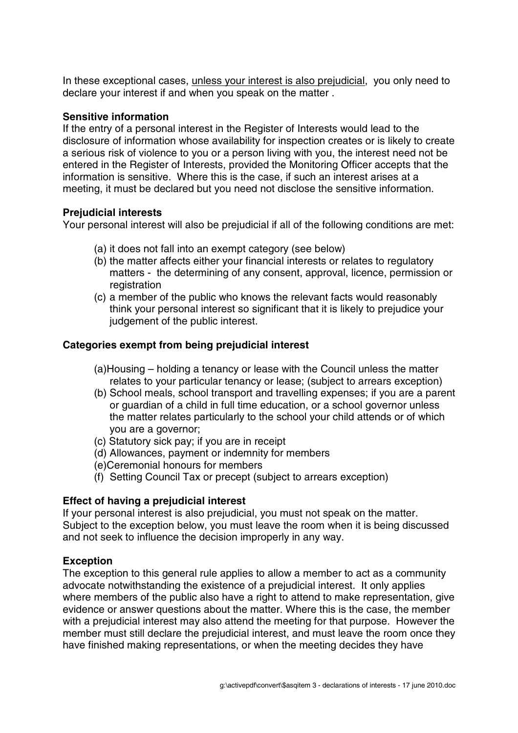In these exceptional cases, unless your interest is also prejudicial, you only need to declare your interest if and when you speak on the matter .

**Sensitive information**

If the entry of a personal interest in the Register of Interests would lead to the disclosure of information whose availability for inspection creates or is likely to create a serious risk of violence to you or a person living with you, the interest need not be entered in the Register of Interests, provided the Monitoring Officer accepts that the information is sensitive. Where this is the case, if such an interest arises at a meeting, it must be declared but you need not disclose the sensitive information.

**Prejudicial interests**

Your personal interest will also be prejudicial if all of the following conditions are met:

(a) it does not fall into an exempt category (see below)
(b) the matter affects either your financial interests or relates to regulatory matters - the determining of any consent, approval, licence, permission or registration
(c) a member of the public who knows the relevant facts would reasonably think your personal interest so significant that it is likely to prejudice your judgement of the public interest.

**Categories exempt from being prejudicial interest**

(a) Housing – holding a tenancy or lease with the Council unless the matter relates to your particular tenancy or lease; (subject to arrears exception)
(b) School meals, school transport and travelling expenses; if you are a parent or guardian of a child in full time education, or a school governor unless the matter relates particularly to the school your child attends or of which you are a governor;
(c) Statutory sick pay; if you are in receipt
(d) Allowances, payment or indemnity for members
(e) Ceremonial honours for members
(f) Setting Council Tax or precept (subject to arrears exception)

**Effect of having a prejudicial interest**

If your personal interest is also prejudicial, you must not speak on the matter. Subject to the exception below, you must leave the room when it is being discussed and not seek to influence the decision improperly in any way.

**Exception**

The exception to this general rule applies to allow a member to act as a community advocate notwithstanding the existence of a prejudicial interest. It only applies where members of the public also have a right to attend to make representation, give evidence or answer questions about the matter. Where this is the case, the member with a prejudicial interest may also attend the meeting for that purpose. However the member must still declare the prejudicial interest, and must leave the room once they have finished making representations, or when the meeting decides they have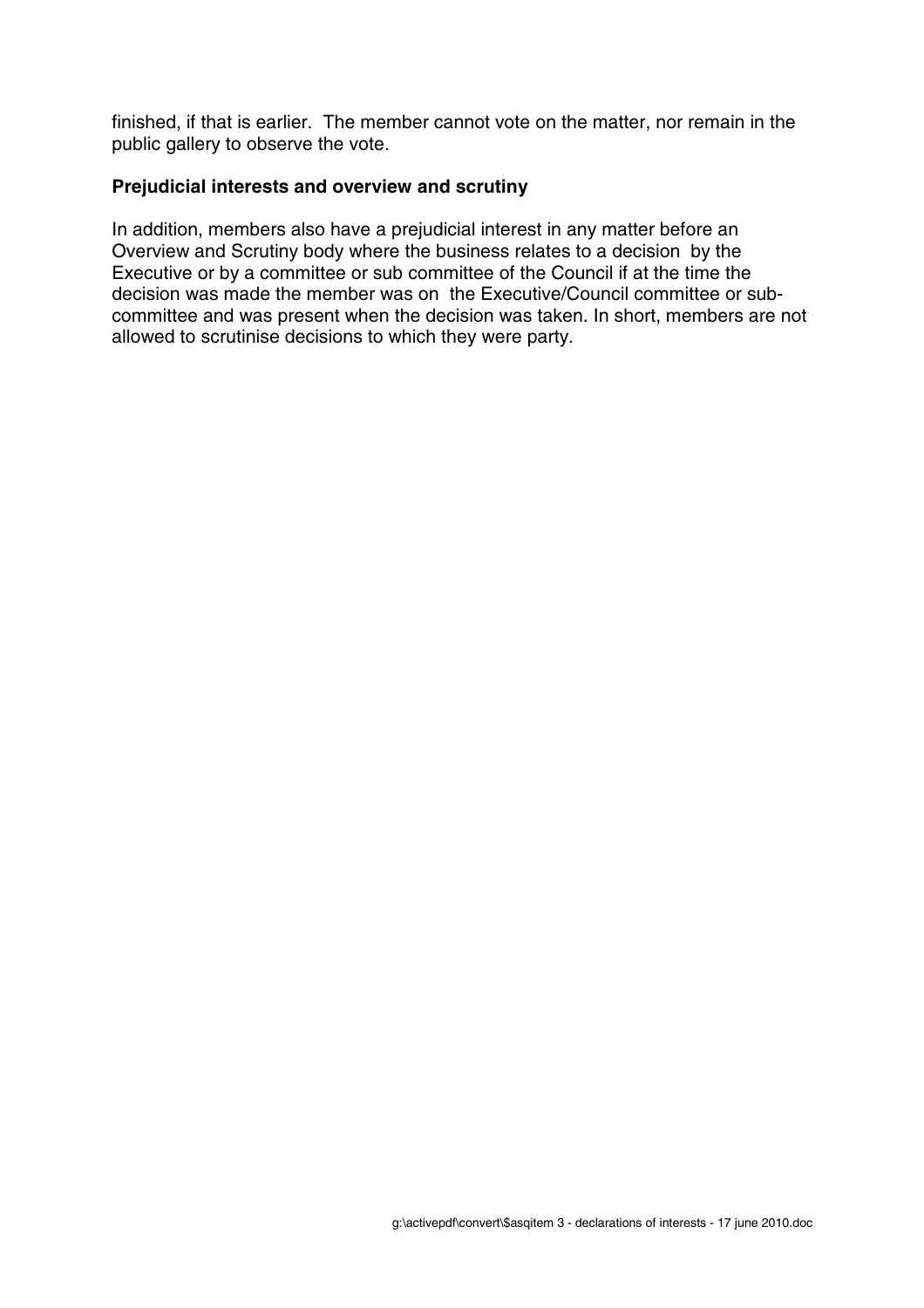finished, if that is earlier. The member cannot vote on the matter, nor remain in the public gallery to observe the vote.

**Prejudicial interests and overview and scrutiny**

In addition, members also have a prejudicial interest in any matter before an Overview and Scrutiny body where the business relates to a decision by the Executive or by a committee or sub committee of the Council if at the time the decision was made the member was on the Executive/Council committee or sub-committee and was present when the decision was taken. In short, members are not allowed to scrutinise decisions to which they were party.